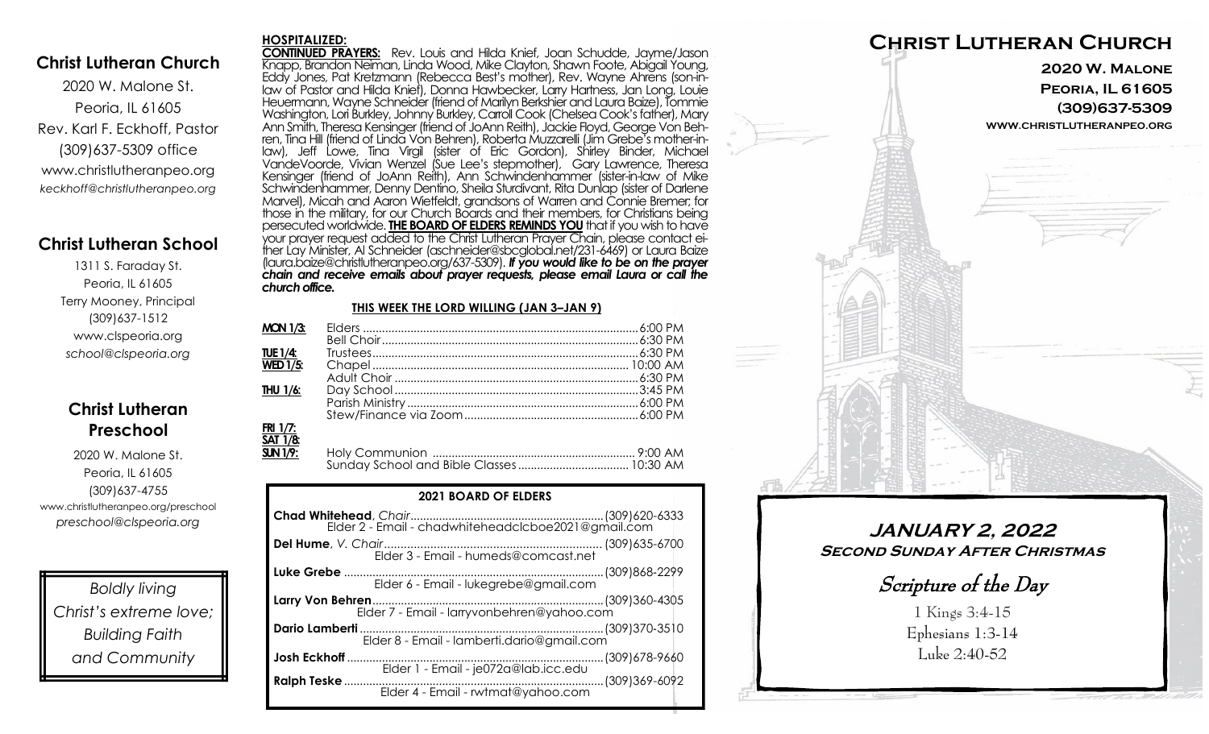## Christ Lutheran Church

2020 W. Malone St.
Peoria, IL 61605
Rev. Karl F. Eckhoff, Pastor
(309)637-5309 office
www.christlutheranpeo.org
*keckhoff@christlutheranpeo.org*

## Christ Lutheran School

1311 S. Faraday St.
Peoria, IL 61605
Terry Mooney, Principal
(309)637-1512
www.clspeoria.org
*school@clspeoria.org*

## Christ Lutheran Preschool

2020 W. Malone St.
Peoria, IL 61605
(309)637-4755
www.christlutheranpeo.org/preschool
*preschool@clspeoria.org*

*Boldly living Christ's extreme love; Building Faith and Community*

**HOSPITALIZED:**

**CONTINUED PRAYERS:** Rev. Louis and Hilda Knief, Joan Schudde, Jayme/Jason Knapp, Brandon Neiman, Linda Wood, Mike Clayton, Shawn Foote, Abigail Young, Eddy Jones, Pat Kretzmann (Rebecca Best's mother), Rev. Wayne Ahrens (son-in-law of Pastor and Hilda Knief), Donna Hawbecker, Larry Hartness, Jan Long, Louie Heuermann, Wayne Schneider (friend of Marilyn Berkshier and Laura Baize), Tommie Washington, Lori Burkley, Johnny Burkley, Carroll Cook (Chelsea Cook's father), Mary Ann Smith, Theresa Kensinger (friend of JoAnn Reith), Jackie Floyd, George Von Behren, Tina Hill (friend of Linda Von Behren), Roberta Muzzarelli (Jim Grebe's mother-in-law), Jeff Lowe, Tina Virgil (sister of Eric Gordon), Shirley Binder, Michael VandeVoorde, Vivian Wenzel (Sue Lee's stepmother), Gary Lawrence, Theresa Kensinger (friend of JoAnn Reith), Ann Schwindenhammer (sister-in-law of Mike Schwindenhammer, Denny Dentino, Sheila Sturdivant, Rita Dunlap (sister of Darlene Marvel), Micah and Aaron Wietfeldt, grandsons of Warren and Connie Bremer; for those in the military, for our Church Boards and their members, for Christians being persecuted worldwide. **THE BOARD OF ELDERS REMINDS YOU** that if you wish to have your prayer request added to the Christ Lutheran Prayer Chain, please contact either Lay Minister, Al Schneider (aschneider@sbcglobal.net/231-6469) or Laura Baize (laura.baize@christlutheranpeo.org/637-5309). ***If you would like to be on the prayer chain and receive emails about prayer requests, please email Laura or call the church office.***

**THIS WEEK THE LORD WILLING (JAN 3–JAN 9)**

| | | |
|---|---|---|
| **MON 1/3:** | Elders | 6:00 PM |
| | Bell Choir | 6:30 PM |
| **TUE 1/4:** | Trustees | 6:30 PM |
| **WED 1/5:** | Chapel | 10:00 AM |
| | Adult Choir | 6:30 PM |
| **THU 1/6:** | Day School | 3:45 PM |
| | Parish Ministry | 6:00 PM |
| | Stew/Finance via Zoom | 6:00 PM |
| **FRI 1/7:** | | |
| **SAT 1/8:** | | |
| **SUN 1/9:** | Holy Communion | 9:00 AM |
| | Sunday School and Bible Classes | 10:30 AM |

**2021 BOARD OF ELDERS**

| | |
|---|---|
| **Chad Whitehead**, *Chair* — Elder 2 - Email - chadwhiteheadclcboe2021@gmail.com | (309)620-6333 |
| **Del Hume**, *V. Chair* — Elder 3 - Email - humeds@comcast.net | (309)635-6700 |
| **Luke Grebe** — Elder 6 - Email - lukegrebe@gmail.com | (309)868-2299 |
| **Larry Von Behren** — Elder 7 - Email - larryvonbehren@yahoo.com | (309)360-4305 |
| **Dario Lamberti** — Elder 8 - Email - lamberti.dario@gmail.com | (309)370-3510 |
| **Josh Eckhoff** — Elder 1 - Email - je072a@lab.icc.edu | (309)678-9660 |
| **Ralph Teske** — Elder 4 - Email - rwtmat@yahoo.com | (309)369-6092 |

# Christ Lutheran Church

**2020 W. Malone**
**Peoria, IL 61605**
**(309)637-5309**
**www.christlutheranpeo.org**

## January 2, 2022
### Second Sunday After Christmas

## Scripture of the Day

1 Kings 3:4-15
Ephesians 1:3-14
Luke 2:40-52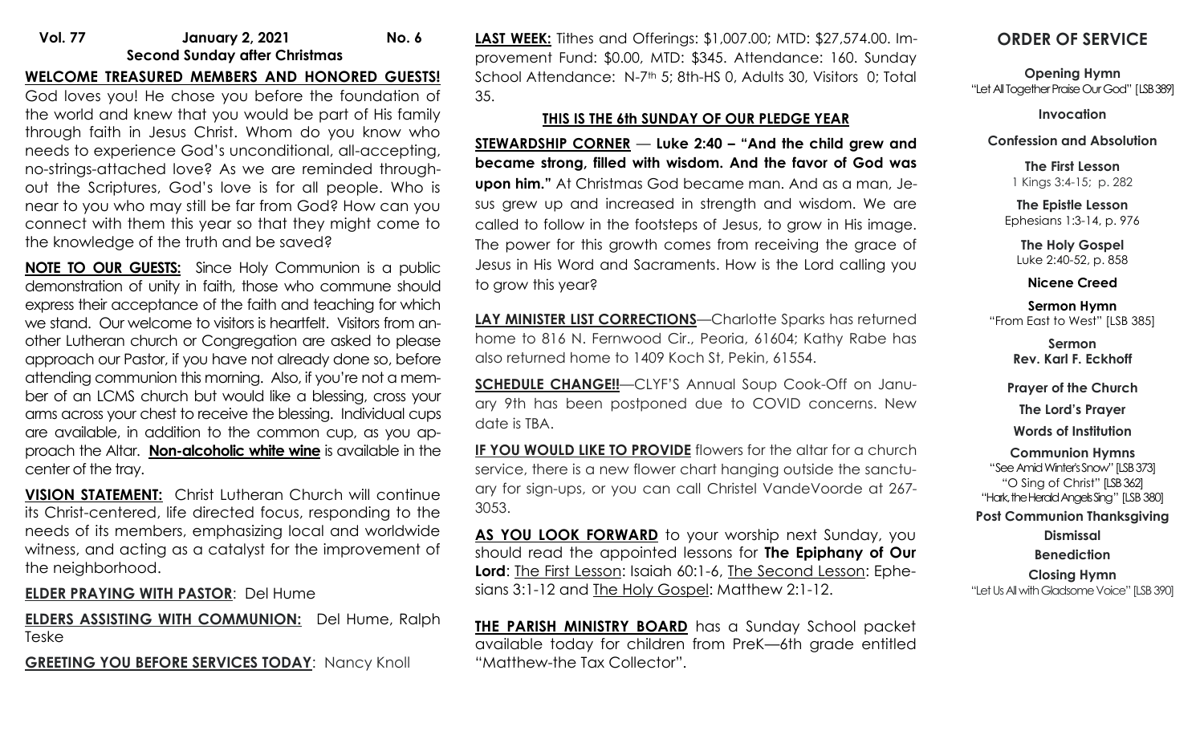**Vol. 77** **January 2, 2021** **No. 6**

**Second Sunday after Christmas**

## WELCOME TREASURED MEMBERS AND HONORED GUESTS!

God loves you! He chose you before the foundation of the world and knew that you would be part of His family through faith in Jesus Christ. Whom do you know who needs to experience God's unconditional, all-accepting, no-strings-attached love? As we are reminded throughout the Scriptures, God's love is for all people. Who is near to you who may still be far from God? How can you connect with them this year so that they might come to the knowledge of the truth and be saved?

**NOTE TO OUR GUESTS:** Since Holy Communion is a public demonstration of unity in faith, those who commune should express their acceptance of the faith and teaching for which we stand. Our welcome to visitors is heartfelt. Visitors from another Lutheran church or Congregation are asked to please approach our Pastor, if you have not already done so, before attending communion this morning. Also, if you're not a member of an LCMS church but would like a blessing, cross your arms across your chest to receive the blessing. Individual cups are available, in addition to the common cup, as you approach the Altar. **Non-alcoholic white wine** is available in the center of the tray.

**VISION STATEMENT:** Christ Lutheran Church will continue its Christ-centered, life directed focus, responding to the needs of its members, emphasizing local and worldwide witness, and acting as a catalyst for the improvement of the neighborhood.

**ELDER PRAYING WITH PASTOR**: Del Hume

**ELDERS ASSISTING WITH COMMUNION:** Del Hume, Ralph Teske

**GREETING YOU BEFORE SERVICES TODAY**: Nancy Knoll

**LAST WEEK:** Tithes and Offerings: $1,007.00; MTD: $27,574.00. Improvement Fund: $0.00, MTD: $345. Attendance: 160. Sunday School Attendance: N-7th 5; 8th-HS 0, Adults 30, Visitors 0; Total 35.

**THIS IS THE 6th SUNDAY OF OUR PLEDGE YEAR**

**STEWARDSHIP CORNER** — **Luke 2:40 – "And the child grew and became strong, filled with wisdom. And the favor of God was upon him."** At Christmas God became man. And as a man, Jesus grew up and increased in strength and wisdom. We are called to follow in the footsteps of Jesus, to grow in His image. The power for this growth comes from receiving the grace of Jesus in His Word and Sacraments. How is the Lord calling you to grow this year?

**LAY MINISTER LIST CORRECTIONS**—Charlotte Sparks has returned home to 816 N. Fernwood Cir., Peoria, 61604; Kathy Rabe has also returned home to 1409 Koch St, Pekin, 61554.

**SCHEDULE CHANGE!!**—CLYF'S Annual Soup Cook-Off on January 9th has been postponed due to COVID concerns. New date is TBA.

**IF YOU WOULD LIKE TO PROVIDE** flowers for the altar for a church service, there is a new flower chart hanging outside the sanctuary for sign-ups, or you can call Christel VandeVoorde at 267-3053.

**AS YOU LOOK FORWARD** to your worship next Sunday, you should read the appointed lessons for **The Epiphany of Our Lord**: The First Lesson: Isaiah 60:1-6, The Second Lesson: Ephesians 3:1-12 and The Holy Gospel: Matthew 2:1-12.

**THE PARISH MINISTRY BOARD** has a Sunday School packet available today for children from PreK—6th grade entitled "Matthew-the Tax Collector".

## ORDER OF SERVICE

**Opening Hymn**
"Let All Together Praise Our God" [LSB 389]

**Invocation**

**Confession and Absolution**

**The First Lesson**
1 Kings 3:4-15; p. 282

**The Epistle Lesson**
Ephesians 1:3-14, p. 976

**The Holy Gospel**
Luke 2:40-52, p. 858

**Nicene Creed**

**Sermon Hymn**
"From East to West" [LSB 385]

**Sermon**
**Rev. Karl F. Eckhoff**

**Prayer of the Church**

**The Lord's Prayer**

**Words of Institution**

**Communion Hymns**
"See Amid Winter's Snow" [LSB 373]
"O Sing of Christ" [LSB 362]
"Hark, the Herald Angels Sing" [LSB 380]

**Post Communion Thanksgiving**

**Dismissal**

**Benediction**

**Closing Hymn**
"Let Us All with Gladsome Voice" [LSB 390]